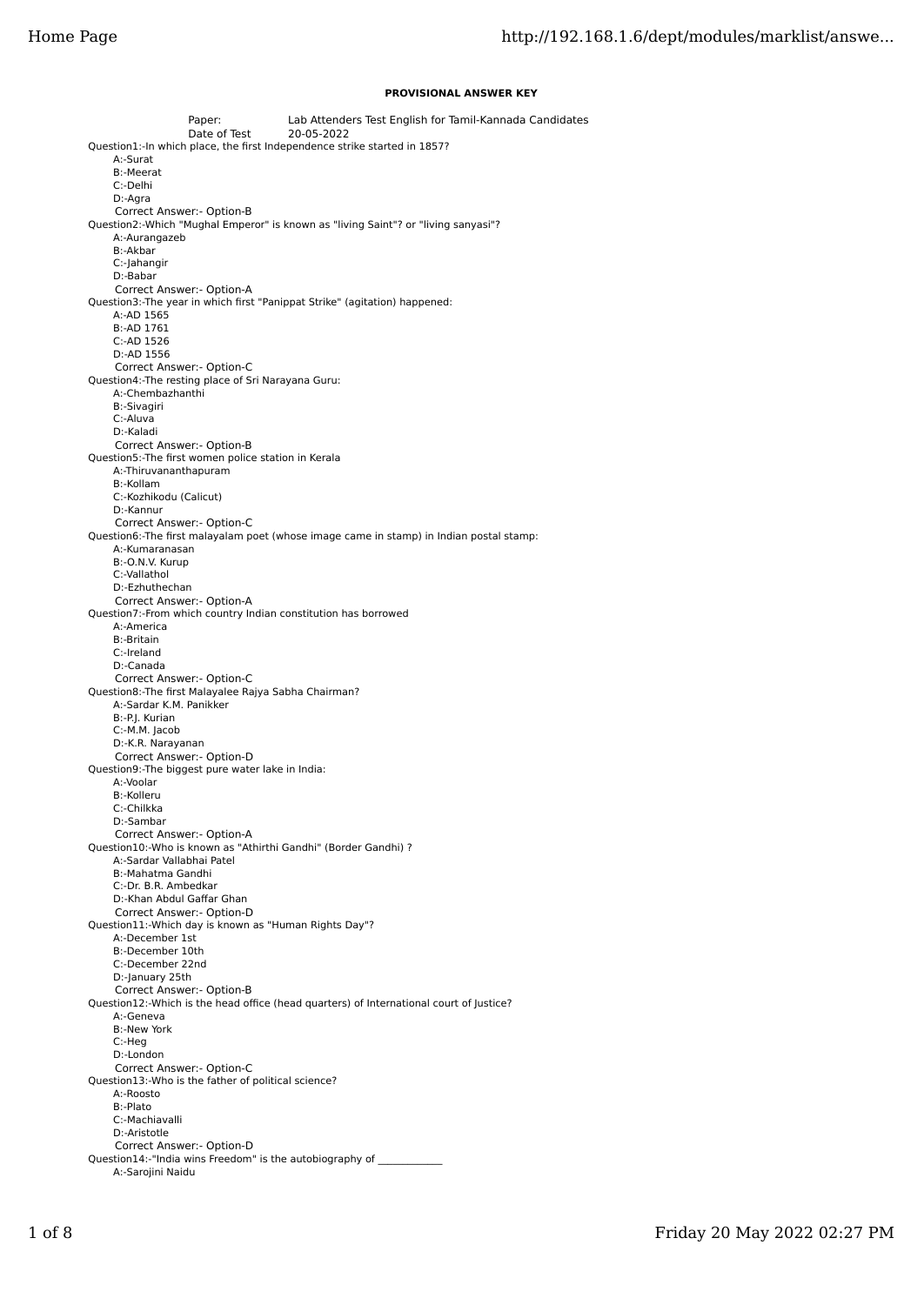**PROVISIONAL ANSWER KEY**

Paper: Lab Attenders Test English for Tamil-Kannada Candidates
Date of Test 20-05-2022

Question1:-In which place, the first Independence strike started in 1857?
A:-Surat
B:-Meerat
C:-Delhi
D:-Agra
Correct Answer:- Option-B

Question2:-Which "Mughal Emperor" is known as "living Saint"? or "living sanyasi"?
A:-Aurangazeb
B:-Akbar
C:-Jahangir
D:-Babar
Correct Answer:- Option-A

Question3:-The year in which first "Panippat Strike" (agitation) happened:
A:-AD 1565
B:-AD 1761
C:-AD 1526
D:-AD 1556
Correct Answer:- Option-C

Question4:-The resting place of Sri Narayana Guru:
A:-Chembazhanthi
B:-Sivagiri
C:-Aluva
D:-Kaladi
Correct Answer:- Option-B

Question5:-The first women police station in Kerala
A:-Thiruvananthapuram
B:-Kollam
C:-Kozhikodu (Calicut)
D:-Kannur
Correct Answer:- Option-C

Question6:-The first malayalam poet (whose image came in stamp) in Indian postal stamp:
A:-Kumaranasan
B:-O.N.V. Kurup
C:-Vallathol
D:-Ezhuthechan
Correct Answer:- Option-A

Question7:-From which country Indian constitution has borrowed
A:-America
B:-Britain
C:-Ireland
D:-Canada
Correct Answer:- Option-C

Question8:-The first Malayalee Rajya Sabha Chairman?
A:-Sardar K.M. Panikker
B:-P.J. Kurian
C:-M.M. Jacob
D:-K.R. Narayanan
Correct Answer:- Option-D

Question9:-The biggest pure water lake in India:
A:-Voolar
B:-Kolleru
C:-Chilkka
D:-Sambar
Correct Answer:- Option-A

Question10:-Who is known as "Athirthi Gandhi" (Border Gandhi) ?
A:-Sardar Vallabhai Patel
B:-Mahatma Gandhi
C:-Dr. B.R. Ambedkar
D:-Khan Abdul Gaffar Ghan
Correct Answer:- Option-D

Question11:-Which day is known as "Human Rights Day"?
A:-December 1st
B:-December 10th
C:-December 22nd
D:-January 25th
Correct Answer:- Option-B

Question12:-Which is the head office (head quarters) of International court of Justice?
A:-Geneva
B:-New York
C:-Heg
D:-London
Correct Answer:- Option-C

Question13:-Who is the father of political science?
A:-Roosto
B:-Plato
C:-Machiavalli
D:-Aristotle
Correct Answer:- Option-D

Question14:-"India wins Freedom" is the autobiography of ____________
A:-Sarojini Naidu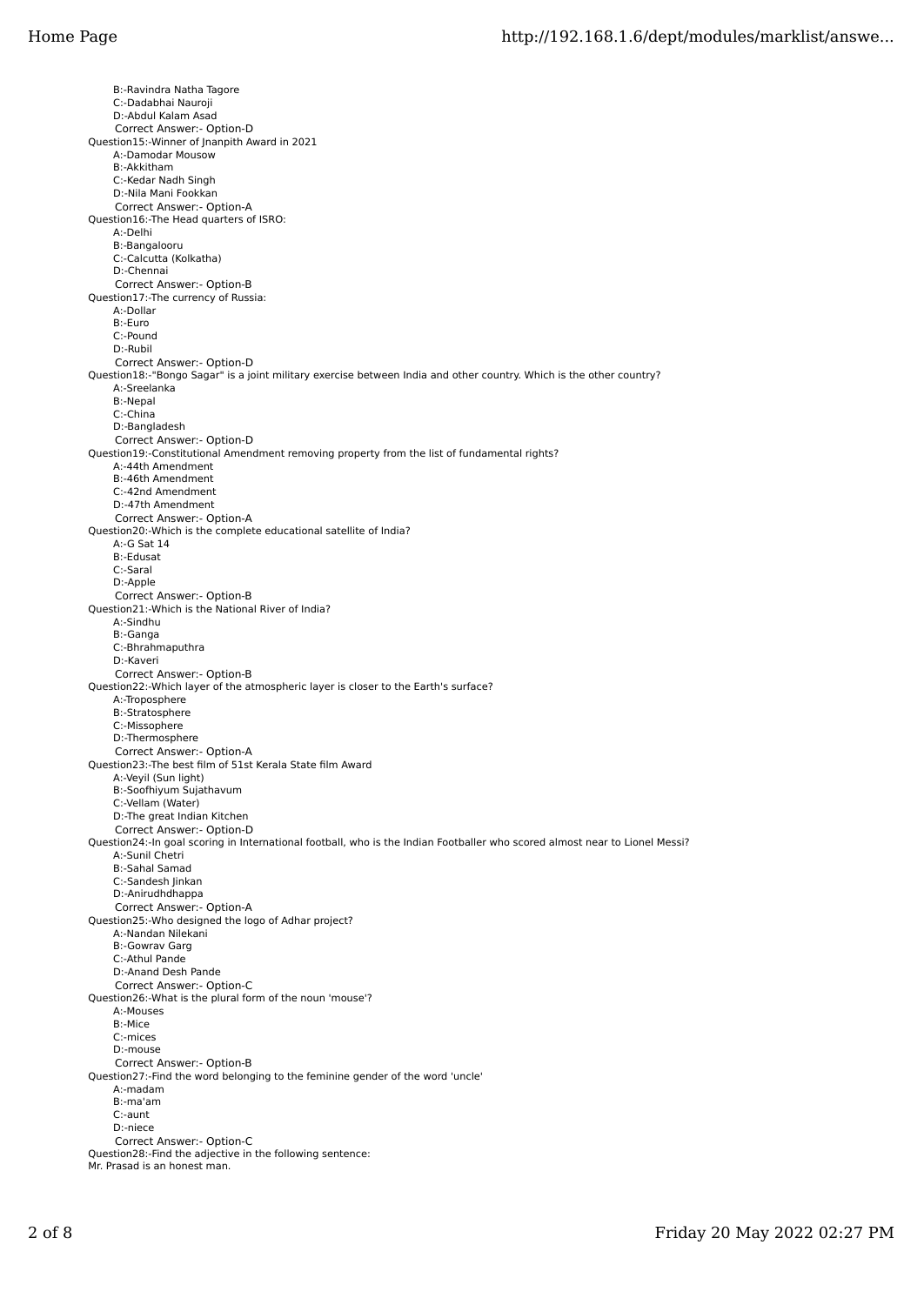B:-Ravindra Natha Tagore
C:-Dadabhai Nauroji
D:-Abdul Kalam Asad
Correct Answer:- Option-D

Question15:-Winner of Jnanpith Award in 2021
A:-Damodar Mousow
B:-Akkitham
C:-Kedar Nadh Singh
D:-Nila Mani Fookkan
Correct Answer:- Option-A

Question16:-The Head quarters of ISRO:
A:-Delhi
B:-Bangalooru
C:-Calcutta (Kolkatha)
D:-Chennai
Correct Answer:- Option-B

Question17:-The currency of Russia:
A:-Dollar
B:-Euro
C:-Pound
D:-Rubil
Correct Answer:- Option-D

Question18:-"Bongo Sagar" is a joint military exercise between India and other country. Which is the other country?
A:-Sreelanka
B:-Nepal
C:-China
D:-Bangladesh
Correct Answer:- Option-D

Question19:-Constitutional Amendment removing property from the list of fundamental rights?
A:-44th Amendment
B:-46th Amendment
C:-42nd Amendment
D:-47th Amendment
Correct Answer:- Option-A

Question20:-Which is the complete educational satellite of India?
A:-G Sat 14
B:-Edusat
C:-Saral
D:-Apple
Correct Answer:- Option-B

Question21:-Which is the National River of India?
A:-Sindhu
B:-Ganga
C:-Bhrahmaputhra
D:-Kaveri
Correct Answer:- Option-B

Question22:-Which layer of the atmospheric layer is closer to the Earth's surface?
A:-Troposphere
B:-Stratosphere
C:-Missophere
D:-Thermosphere
Correct Answer:- Option-A

Question23:-The best film of 51st Kerala State film Award
A:-Veyil (Sun light)
B:-Soofhiyum Sujathavum
C:-Vellam (Water)
D:-The great Indian Kitchen
Correct Answer:- Option-D

Question24:-In goal scoring in International football, who is the Indian Footballer who scored almost near to Lionel Messi?
A:-Sunil Chetri
B:-Sahal Samad
C:-Sandesh Jinkan
D:-Anirudhdhappa
Correct Answer:- Option-A

Question25:-Who designed the logo of Adhar project?
A:-Nandan Nilekani
B:-Gowrav Garg
C:-Athul Pande
D:-Anand Desh Pande
Correct Answer:- Option-C

Question26:-What is the plural form of the noun 'mouse'?
A:-Mouses
B:-Mice
C:-mices
D:-mouse
Correct Answer:- Option-B

Question27:-Find the word belonging to the feminine gender of the word 'uncle'
A:-madam
B:-ma'am
C:-aunt
D:-niece
Correct Answer:- Option-C

Question28:-Find the adjective in the following sentence:
Mr. Prasad is an honest man.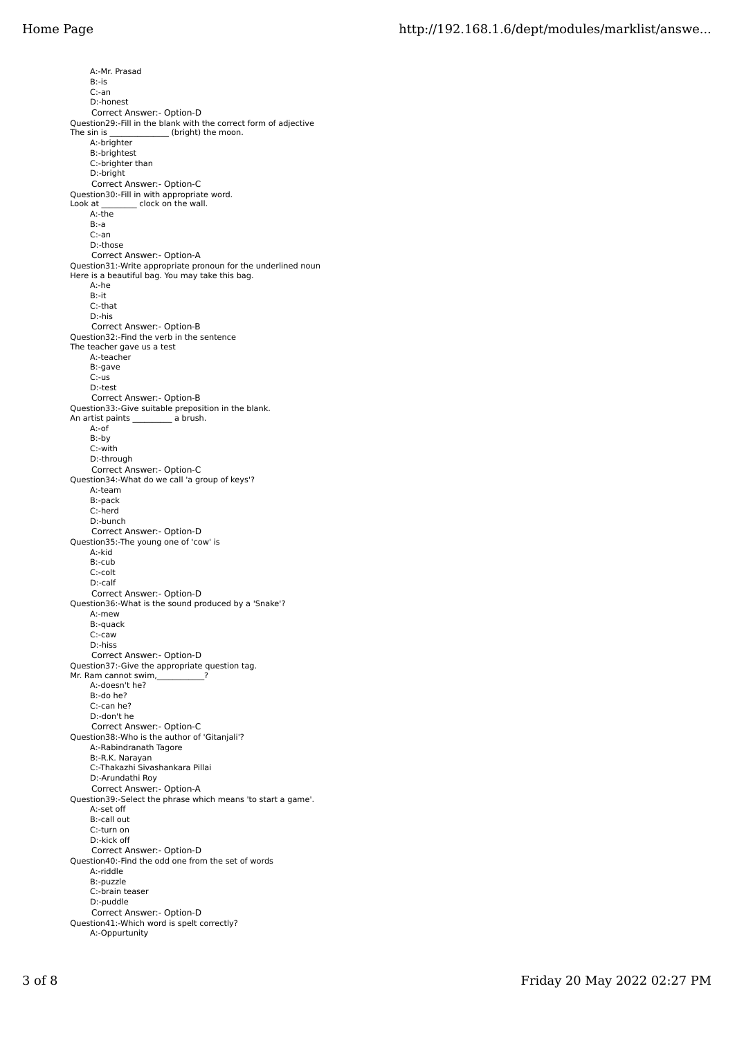A:-Mr. Prasad
B:-is
C:-an
D:-honest
Correct Answer:- Option-D

Question29:-Fill in the blank with the correct form of adjective
The sin is ______________ (bright) the moon.
A:-brighter
B:-brightest
C:-brighter than
D:-bright
Correct Answer:- Option-C

Question30:-Fill in with appropriate word.
Look at ________ clock on the wall.
A:-the
B:-a
C:-an
D:-those
Correct Answer:- Option-A

Question31:-Write appropriate pronoun for the underlined noun
Here is a beautiful bag. You may take this bag.
A:-he
B:-it
C:-that
D:-his
Correct Answer:- Option-B

Question32:-Find the verb in the sentence
The teacher gave us a test
A:-teacher
B:-gave
C:-us
D:-test
Correct Answer:- Option-B

Question33:-Give suitable preposition in the blank.
An artist paints _________ a brush.
A:-of
B:-by
C:-with
D:-through
Correct Answer:- Option-C

Question34:-What do we call 'a group of keys'?
A:-team
B:-pack
C:-herd
D:-bunch
Correct Answer:- Option-D

Question35:-The young one of 'cow' is
A:-kid
B:-cub
C:-colt
D:-calf
Correct Answer:- Option-D

Question36:-What is the sound produced by a 'Snake'?
A:-mew
B:-quack
C:-caw
D:-hiss
Correct Answer:- Option-D

Question37:-Give the appropriate question tag.
Mr. Ram cannot swim,___________?
A:-doesn't he?
B:-do he?
C:-can he?
D:-don't he
Correct Answer:- Option-C

Question38:-Who is the author of 'Gitanjali'?
A:-Rabindranath Tagore
B:-R.K. Narayan
C:-Thakazhi Sivashankara Pillai
D:-Arundathi Roy
Correct Answer:- Option-A

Question39:-Select the phrase which means 'to start a game'.
A:-set off
B:-call out
C:-turn on
D:-kick off
Correct Answer:- Option-D

Question40:-Find the odd one from the set of words
A:-riddle
B:-puzzle
C:-brain teaser
D:-puddle
Correct Answer:- Option-D

Question41:-Which word is spelt correctly?
A:-Oppurtunity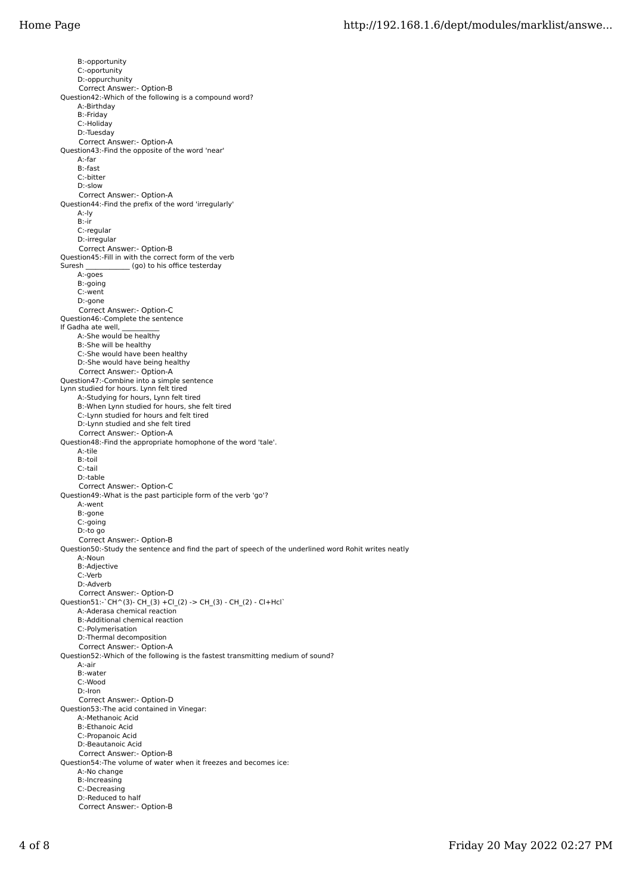B:-opportunity
C:-oportunity
D:-oppurchunity
Correct Answer:- Option-B

Question42:-Which of the following is a compound word?
A:-Birthday
B:-Friday
C:-Holiday
D:-Tuesday
Correct Answer:- Option-A

Question43:-Find the opposite of the word 'near'
A:-far
B:-fast
C:-bitter
D:-slow
Correct Answer:- Option-A

Question44:-Find the prefix of the word 'irregularly'
A:-ly
B:-ir
C:-regular
D:-irregular
Correct Answer:- Option-B

Question45:-Fill in with the correct form of the verb
Suresh ____________ (go) to his office testerday
A:-goes
B:-going
C:-went
D:-gone
Correct Answer:- Option-C

Question46:-Complete the sentence
If Gadha ate well, __________
A:-She would be healthy
B:-She will be healthy
C:-She would have been healthy
D:-She would have being healthy
Correct Answer:- Option-A

Question47:-Combine into a simple sentence
Lynn studied for hours. Lynn felt tired
A:-Studying for hours, Lynn felt tired
B:-When Lynn studied for hours, she felt tired
C:-Lynn studied for hours and felt tired
D:-Lynn studied and she felt tired
Correct Answer:- Option-A

Question48:-Find the appropriate homophone of the word 'tale'.
A:-tile
B:-toil
C:-tail
D:-table
Correct Answer:- Option-C

Question49:-What is the past participle form of the verb 'go'?
A:-went
B:-gone
C:-going
D:-to go
Correct Answer:- Option-B

Question50:-Study the sentence and find the part of speech of the underlined word Rohit writes neatly
A:-Noun
B:-Adjective
C:-Verb
D:-Adverb
Correct Answer:- Option-D

Question51:-`CH^(3)- CH_(3) +Cl_(2) -> CH_(3) - CH_(2) - Cl+Hcl`
A:-Aderasa chemical reaction
B:-Additional chemical reaction
C:-Polymerisation
D:-Thermal decomposition
Correct Answer:- Option-A

Question52:-Which of the following is the fastest transmitting medium of sound?
A:-air
B:-water
C:-Wood
D:-Iron
Correct Answer:- Option-D

Question53:-The acid contained in Vinegar:
A:-Methanoic Acid
B:-Ethanoic Acid
C:-Propanoic Acid
D:-Beautanoic Acid
Correct Answer:- Option-B

Question54:-The volume of water when it freezes and becomes ice:
A:-No change
B:-Increasing
C:-Decreasing
D:-Reduced to half
Correct Answer:- Option-B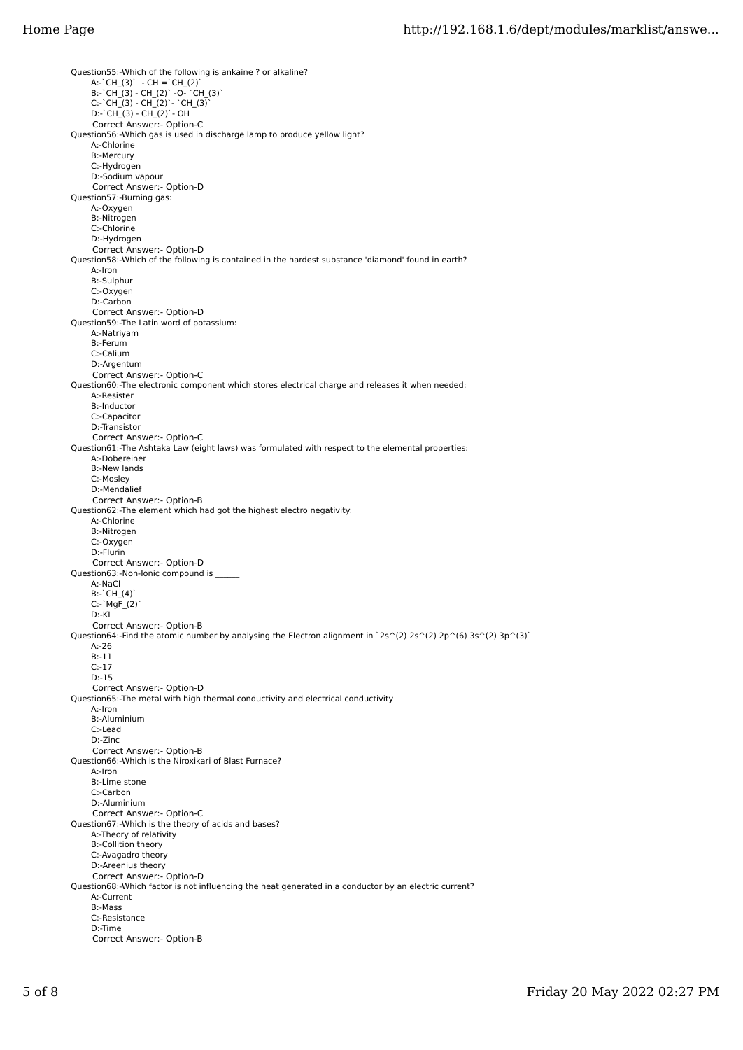Question55:-Which of the following is ankaine ? or alkaline?

A:-$CH_3$ - CH =$CH_2$

B:-$CH_3$ - $CH_2$ -O- $CH_3$

C:-$CH_3$ - $CH_2$- $CH_3$

D:-$CH_3$ - $CH_2$- OH

Correct Answer:- Option-C

Question56:-Which gas is used in discharge lamp to produce yellow light?

A:-Chlorine

B:-Mercury

C:-Hydrogen

D:-Sodium vapour

Correct Answer:- Option-D

Question57:-Burning gas:

A:-Oxygen

B:-Nitrogen

C:-Chlorine

D:-Hydrogen

Correct Answer:- Option-D

Question58:-Which of the following is contained in the hardest substance 'diamond' found in earth?

A:-Iron

B:-Sulphur

C:-Oxygen

D:-Carbon

Correct Answer:- Option-D

Question59:-The Latin word of potassium:

A:-Natriyam

B:-Ferum

C:-Calium

D:-Argentum

Correct Answer:- Option-C

Question60:-The electronic component which stores electrical charge and releases it when needed:

A:-Resister

B:-Inductor

C:-Capacitor

D:-Transistor

Correct Answer:- Option-C

Question61:-The Ashtaka Law (eight laws) was formulated with respect to the elemental properties:

A:-Dobereiner

B:-New lands

C:-Mosley

D:-Mendalief

Correct Answer:- Option-B

Question62:-The element which had got the highest electro negativity:

A:-Chlorine

B:-Nitrogen

C:-Oxygen

D:-Flurin

Correct Answer:- Option-D

Question63:-Non-Ionic compound is ______

A:-NaCl

B:-$CH_4$

C:-$MgF_2$

D:-KI

Correct Answer:- Option-B

Question64:-Find the atomic number by analysing the Electron alignment in $2s^2 2s^2 2p^6 3s^2 3p^3$

A:-26

B:-11

C:-17

D:-15

Correct Answer:- Option-D

Question65:-The metal with high thermal conductivity and electrical conductivity

A:-Iron

B:-Aluminium

C:-Lead

D:-Zinc

Correct Answer:- Option-B

Question66:-Which is the Niroxikari of Blast Furnace?

A:-Iron

B:-Lime stone

C:-Carbon

D:-Aluminium

Correct Answer:- Option-C

Question67:-Which is the theory of acids and bases?

A:-Theory of relativity

B:-Collition theory

C:-Avagadro theory

D:-Areenius theory

Correct Answer:- Option-D

Question68:-Which factor is not influencing the heat generated in a conductor by an electric current?

A:-Current

B:-Mass

C:-Resistance

D:-Time

Correct Answer:- Option-B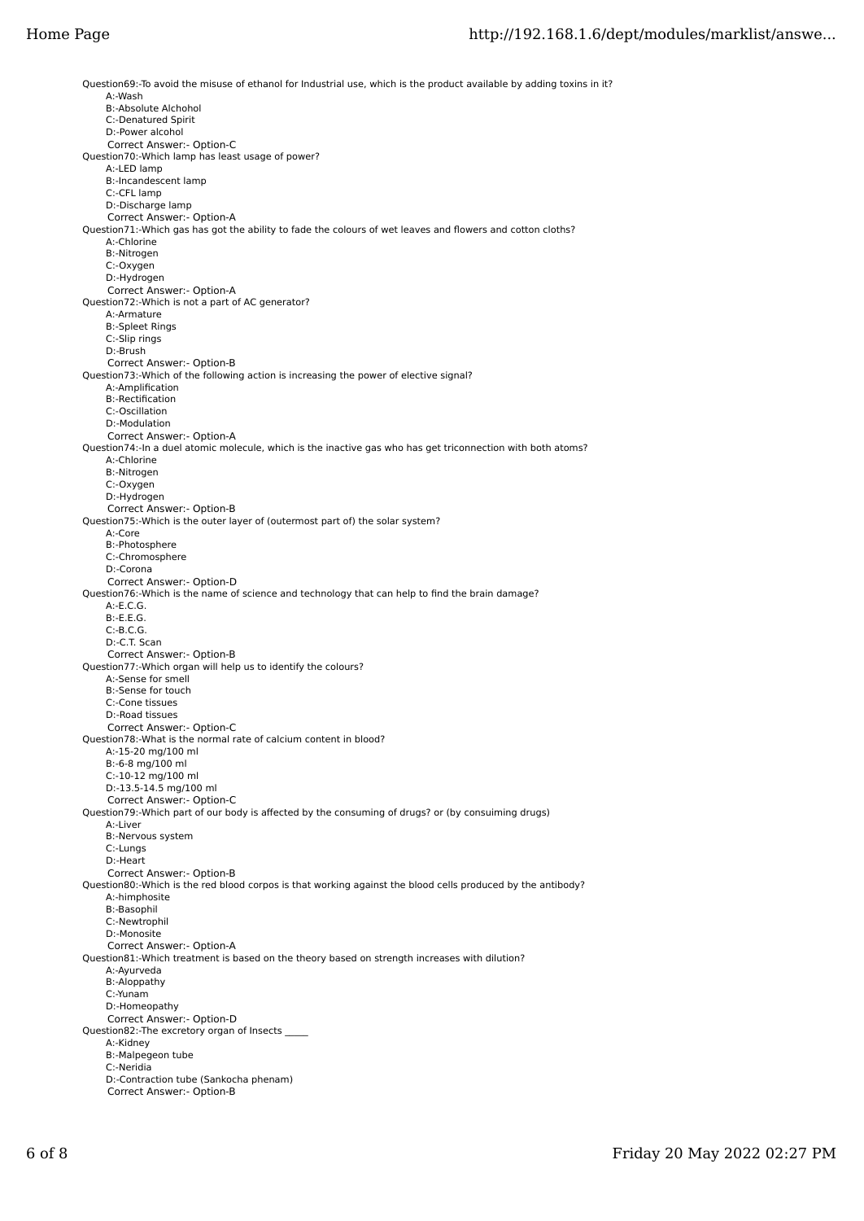Question69:-To avoid the misuse of ethanol for Industrial use, which is the product available by adding toxins in it?

A:-Wash
B:-Absolute Alchohol
C:-Denatured Spirit
D:-Power alcohol
Correct Answer:- Option-C

Question70:-Which lamp has least usage of power?

A:-LED lamp
B:-Incandescent lamp
C:-CFL lamp
D:-Discharge lamp
Correct Answer:- Option-A

Question71:-Which gas has got the ability to fade the colours of wet leaves and flowers and cotton cloths?

A:-Chlorine
B:-Nitrogen
C:-Oxygen
D:-Hydrogen
Correct Answer:- Option-A

Question72:-Which is not a part of AC generator?

A:-Armature
B:-Spleet Rings
C:-Slip rings
D:-Brush
Correct Answer:- Option-B

Question73:-Which of the following action is increasing the power of elective signal?

A:-Amplification
B:-Rectification
C:-Oscillation
D:-Modulation
Correct Answer:- Option-A

Question74:-In a duel atomic molecule, which is the inactive gas who has get triconnection with both atoms?

A:-Chlorine
B:-Nitrogen
C:-Oxygen
D:-Hydrogen
Correct Answer:- Option-B

Question75:-Which is the outer layer of (outermost part of) the solar system?

A:-Core
B:-Photosphere
C:-Chromosphere
D:-Corona
Correct Answer:- Option-D

Question76:-Which is the name of science and technology that can help to find the brain damage?

A:-E.C.G.
B:-E.E.G.
C:-B.C.G.
D:-C.T. Scan
Correct Answer:- Option-B

Question77:-Which organ will help us to identify the colours?

A:-Sense for smell
B:-Sense for touch
C:-Cone tissues
D:-Road tissues
Correct Answer:- Option-C

Question78:-What is the normal rate of calcium content in blood?

A:-15-20 mg/100 ml
B:-6-8 mg/100 ml
C:-10-12 mg/100 ml
D:-13.5-14.5 mg/100 ml
Correct Answer:- Option-C

Question79:-Which part of our body is affected by the consuming of drugs? or (by consuiming drugs)

A:-Liver
B:-Nervous system
C:-Lungs
D:-Heart
Correct Answer:- Option-B

Question80:-Which is the red blood corpos is that working against the blood cells produced by the antibody?

A:-himphosite
B:-Basophil
C:-Newtrophil
D:-Monosite
Correct Answer:- Option-A

Question81:-Which treatment is based on the theory based on strength increases with dilution?

A:-Ayurveda
B:-Aloppathy
C:-Yunam
D:-Homeopathy
Correct Answer:- Option-D

Question82:-The excretory organ of Insects _____

A:-Kidney
B:-Malpegeon tube
C:-Neridia
D:-Contraction tube (Sankocha phenam)
Correct Answer:- Option-B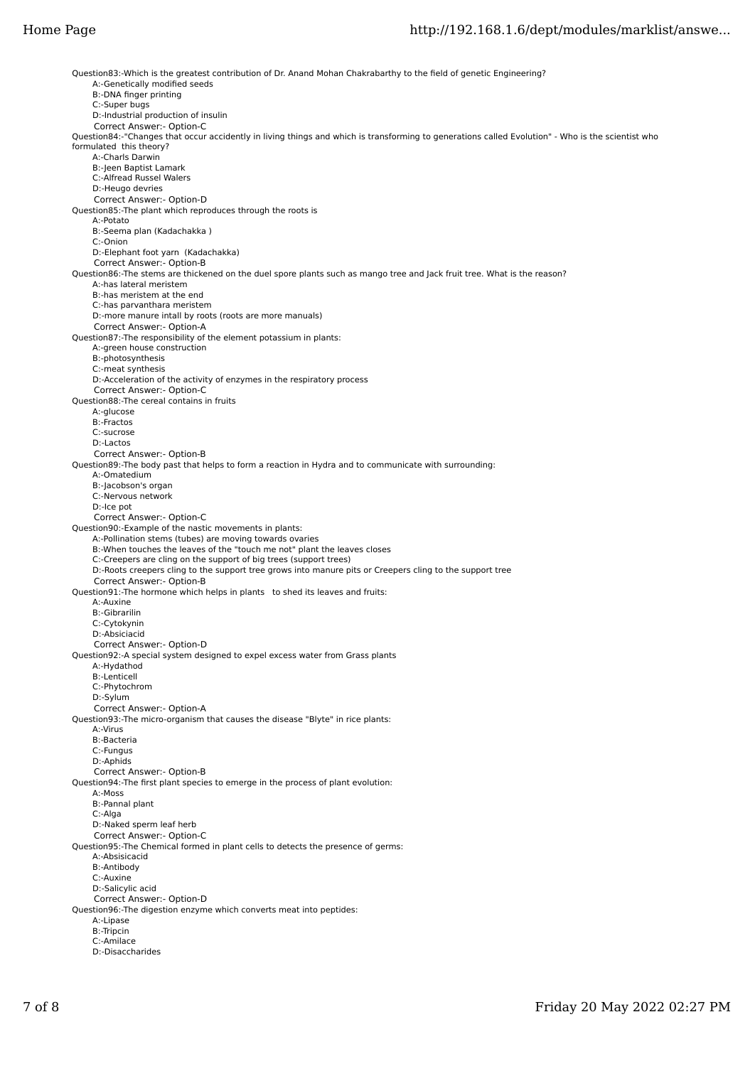Question83:-Which is the greatest contribution of Dr. Anand Mohan Chakrabarthy to the field of genetic Engineering?

A:-Genetically modified seeds
B:-DNA finger printing
C:-Super bugs
D:-Industrial production of insulin
Correct Answer:- Option-C

Question84:-"Changes that occur accidently in living things and which is transforming to generations called Evolution" - Who is the scientist who formulated this theory?

A:-Charls Darwin
B:-Jeen Baptist Lamark
C:-Alfread Russel Walers
D:-Heugo devries
Correct Answer:- Option-D

Question85:-The plant which reproduces through the roots is

A:-Potato
B:-Seema plan (Kadachakka )
C:-Onion
D:-Elephant foot yarn (Kadachakka)
Correct Answer:- Option-B

Question86:-The stems are thickened on the duel spore plants such as mango tree and Jack fruit tree. What is the reason?

A:-has lateral meristem
B:-has meristem at the end
C:-has parvanthara meristem
D:-more manure intall by roots (roots are more manuals)
Correct Answer:- Option-A

Question87:-The responsibility of the element potassium in plants:

A:-green house construction
B:-photosynthesis
C:-meat synthesis
D:-Acceleration of the activity of enzymes in the respiratory process
Correct Answer:- Option-C

Question88:-The cereal contains in fruits

A:-glucose
B:-Fractos
C:-sucrose
D:-Lactos
Correct Answer:- Option-B

Question89:-The body past that helps to form a reaction in Hydra and to communicate with surrounding:

A:-Omatedium
B:-Jacobson's organ
C:-Nervous network
D:-Ice pot
Correct Answer:- Option-C

Question90:-Example of the nastic movements in plants:

A:-Pollination stems (tubes) are moving towards ovaries
B:-When touches the leaves of the "touch me not" plant the leaves closes
C:-Creepers are cling on the support of big trees (support trees)
D:-Roots creepers cling to the support tree grows into manure pits or Creepers cling to the support tree
Correct Answer:- Option-B

Question91:-The hormone which helps in plants to shed its leaves and fruits:

A:-Auxine
B:-Gibrarilin
C:-Cytokynin
D:-Absiciacid
Correct Answer:- Option-D

Question92:-A special system designed to expel excess water from Grass plants

A:-Hydathod
B:-Lenticell
C:-Phytochrom
D:-Sylum
Correct Answer:- Option-A

Question93:-The micro-organism that causes the disease "Blyte" in rice plants:

A:-Virus
B:-Bacteria
C:-Fungus
D:-Aphids
Correct Answer:- Option-B

Question94:-The first plant species to emerge in the process of plant evolution:

A:-Moss
B:-Pannal plant
C:-Alga
D:-Naked sperm leaf herb
Correct Answer:- Option-C

Question95:-The Chemical formed in plant cells to detects the presence of germs:

A:-Absisicacid
B:-Antibody
C:-Auxine
D:-Salicylic acid
Correct Answer:- Option-D

Question96:-The digestion enzyme which converts meat into peptides:

A:-Lipase
B:-Tripcin
C:-Amilace
D:-Disaccharides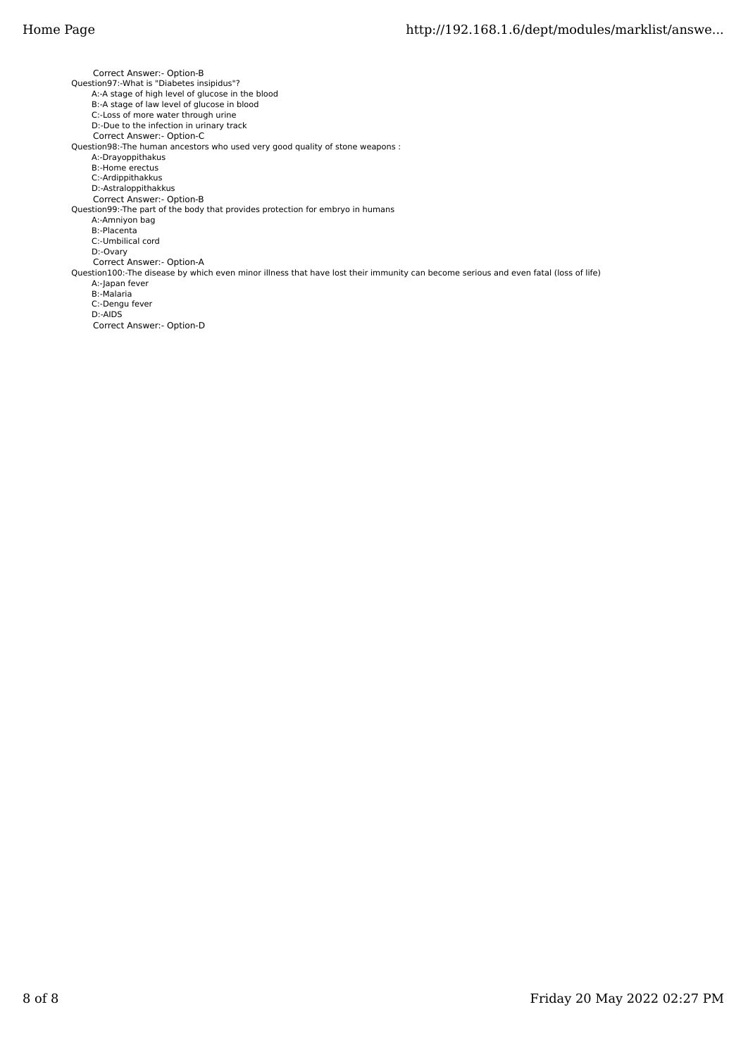Correct Answer:- Option-B

Question97:-What is "Diabetes insipidus"?

A:-A stage of high level of glucose in the blood

B:-A stage of law level of glucose in blood

C:-Loss of more water through urine

D:-Due to the infection in urinary track

Correct Answer:- Option-C

Question98:-The human ancestors who used very good quality of stone weapons :

A:-Drayoppithakus

B:-Home erectus

C:-Ardippithakkus

D:-Astraloppithakkus

Correct Answer:- Option-B

Question99:-The part of the body that provides protection for embryo in humans

A:-Amniyon bag

B:-Placenta

C:-Umbilical cord

D:-Ovary

Correct Answer:- Option-A

Question100:-The disease by which even minor illness that have lost their immunity can become serious and even fatal (loss of life)

A:-Japan fever

B:-Malaria

C:-Dengu fever

D:-AIDS

Correct Answer:- Option-D